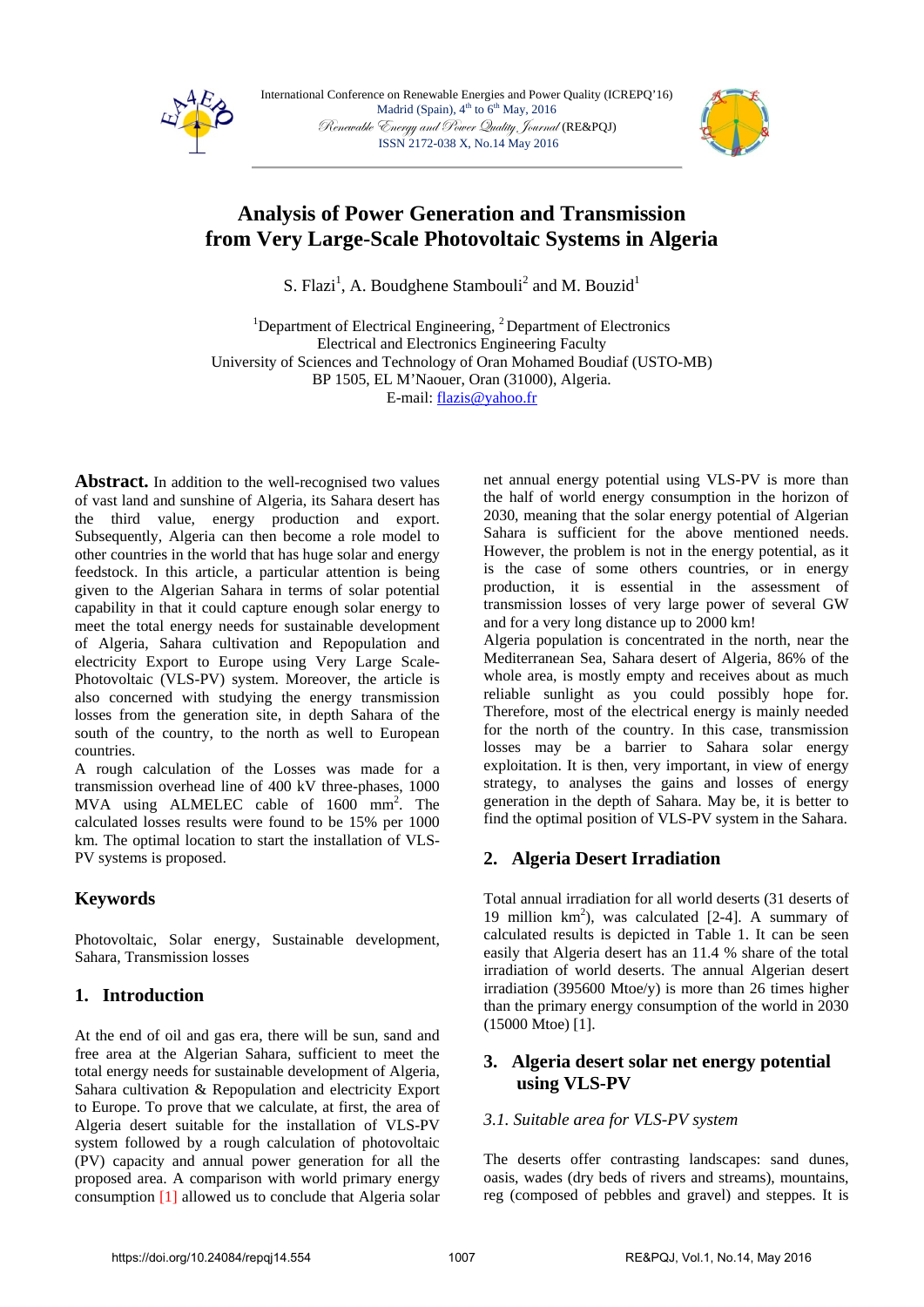# Analysis of Power Generation and Transmission from Very Large-Scale Photovoltaic Systems in Algeria

S. Flazi[1], A. Boudghene Stambouli[2] and M. Bouzid[1]

[1]Department of Electrical Engineering, [2]Department of Electronics
Electrical and Electronics Engineering Faculty
University of Sciences and Technology of Oran Mohamed Boudiaf (USTO-MB)
BP 1505, EL M'Naouer, Oran (31000), Algeria.
E-mail: flazis@yahoo.fr

**Abstract.** In addition to the well-recognised two values of vast land and sunshine of Algeria, its Sahara desert has the third value, energy production and export. Subsequently, Algeria can then become a role model to other countries in the world that has huge solar and energy feedstock. In this article, a particular attention is being given to the Algerian Sahara in terms of solar potential capability in that it could capture enough solar energy to meet the total energy needs for sustainable development of Algeria, Sahara cultivation and Repopulation and electricity Export to Europe using Very Large Scale-Photovoltaic (VLS-PV) system. Moreover, the article is also concerned with studying the energy transmission losses from the generation site, in depth Sahara of the south of the country, to the north as well to European countries.

A rough calculation of the Losses was made for a transmission overhead line of 400 kV three-phases, 1000 MVA using ALMELEC cable of 1600 mm$^2$. The calculated losses results were found to be 15% per 1000 km. The optimal location to start the installation of VLS-PV systems is proposed.

## Keywords

Photovoltaic, Solar energy, Sustainable development, Sahara, Transmission losses

## 1. Introduction

At the end of oil and gas era, there will be sun, sand and free area at the Algerian Sahara, sufficient to meet the total energy needs for sustainable development of Algeria, Sahara cultivation & Repopulation and electricity Export to Europe. To prove that we calculate, at first, the area of Algeria desert suitable for the installation of VLS-PV system followed by a rough calculation of photovoltaic (PV) capacity and annual power generation for all the proposed area. A comparison with world primary energy consumption [1] allowed us to conclude that Algeria solar net annual energy potential using VLS-PV is more than the half of world energy consumption in the horizon of 2030, meaning that the solar energy potential of Algerian Sahara is sufficient for the above mentioned needs. However, the problem is not in the energy potential, as it is the case of some others countries, or in energy production, it is essential in the assessment of transmission losses of very large power of several GW and for a very long distance up to 2000 km!

Algeria population is concentrated in the north, near the Mediterranean Sea, Sahara desert of Algeria, 86% of the whole area, is mostly empty and receives about as much reliable sunlight as you could possibly hope for. Therefore, most of the electrical energy is mainly needed for the north of the country. In this case, transmission losses may be a barrier to Sahara solar energy exploitation. It is then, very important, in view of energy strategy, to analyses the gains and losses of energy generation in the depth of Sahara. May be, it is better to find the optimal position of VLS-PV system in the Sahara.

## 2. Algeria Desert Irradiation

Total annual irradiation for all world deserts (31 deserts of 19 million km$^2$), was calculated [2-4]. A summary of calculated results is depicted in Table 1. It can be seen easily that Algeria desert has an 11.4 % share of the total irradiation of world deserts. The annual Algerian desert irradiation (395600 Mtoe/y) is more than 26 times higher than the primary energy consumption of the world in 2030 (15000 Mtoe) [1].

## 3. Algeria desert solar net energy potential using VLS-PV

### 3.1. Suitable area for VLS-PV system

The deserts offer contrasting landscapes: sand dunes, oasis, wades (dry beds of rivers and streams), mountains, reg (composed of pebbles and gravel) and steppes. It is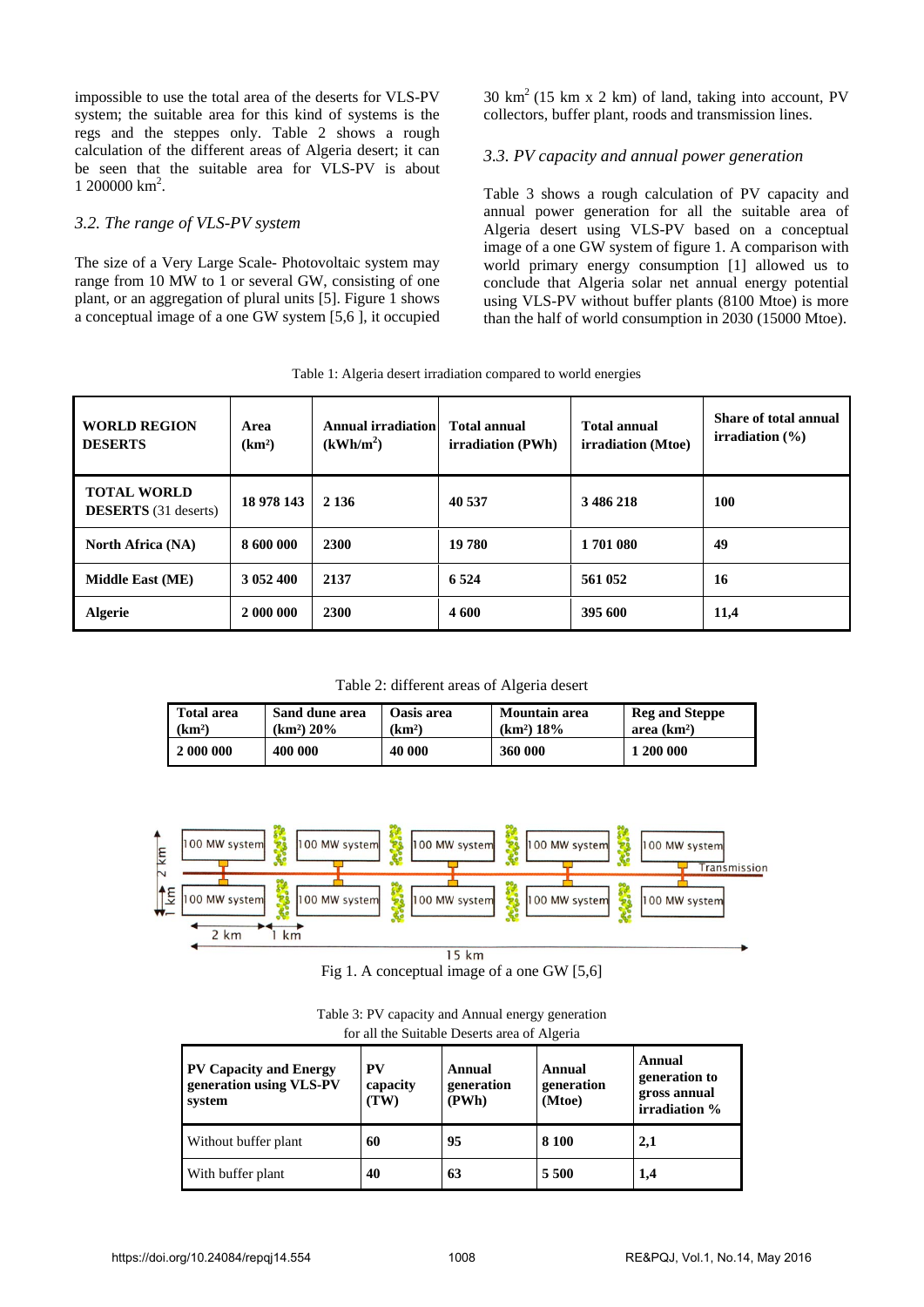impossible to use the total area of the deserts for VLS-PV system; the suitable area for this kind of systems is the regs and the steppes only. Table 2 shows a rough calculation of the different areas of Algeria desert; it can be seen that the suitable area for VLS-PV is about 1 200000 km$^2$.

### 3.2. The range of VLS-PV system

The size of a Very Large Scale- Photovoltaic system may range from 10 MW to 1 or several GW, consisting of one plant, or an aggregation of plural units [5]. Figure 1 shows a conceptual image of a one GW system [5,6 ], it occupied 30 km$^2$ (15 km x 2 km) of land, taking into account, PV collectors, buffer plant, roods and transmission lines.

### 3.3. PV capacity and annual power generation

Table 3 shows a rough calculation of PV capacity and annual power generation for all the suitable area of Algeria desert using VLS-PV based on a conceptual image of a one GW system of figure 1. A comparison with world primary energy consumption [1] allowed us to conclude that Algeria solar net annual energy potential using VLS-PV without buffer plants (8100 Mtoe) is more than the half of world consumption in 2030 (15000 Mtoe).

Table 1: Algeria desert irradiation compared to world energies

| WORLD REGION DESERTS | Area (km²) | Annual irradiation (kWh/m$^2$) | Total annual irradiation (PWh) | Total annual irradiation (Mtoe) | Share of total annual irradiation (%) |
|---|---|---|---|---|---|
| **TOTAL WORLD DESERTS** (31 deserts) | 18 978 143 | 2 136 | 40 537 | 3 486 218 | 100 |
| **North Africa (NA)** | 8 600 000 | 2300 | 19 780 | 1 701 080 | 49 |
| **Middle East (ME)** | 3 052 400 | 2137 | 6 524 | 561 052 | 16 |
| **Algerie** | 2 000 000 | 2300 | 4 600 | 395 600 | 11,4 |

Table 2: different areas of Algeria desert

| Total area (km²) | Sand dune area (km²) 20% | Oasis area (km²) | Mountain area (km²) 18% | Reg and Steppe area (km²) |
|---|---|---|---|---|
| 2 000 000 | 400 000 | 40 000 | 360 000 | 1 200 000 |

Fig 1. A conceptual image of a one GW [5,6]

Table 3: PV capacity and Annual energy generation for all the Suitable Deserts area of Algeria

| PV Capacity and Energy generation using VLS-PV system | PV capacity (TW) | Annual generation (PWh) | Annual generation (Mtoe) | Annual generation to gross annual irradiation % |
|---|---|---|---|---|
| Without buffer plant | 60 | 95 | 8 100 | 2,1 |
| With buffer plant | 40 | 63 | 5 500 | 1,4 |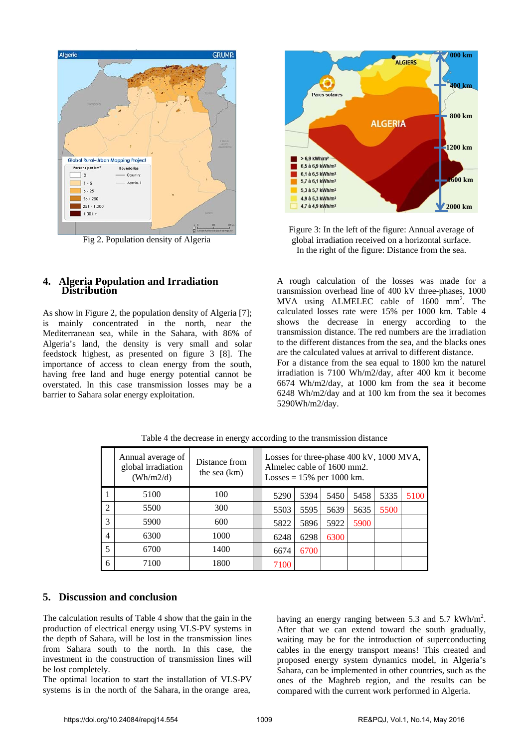Fig 2. Population density of Algeria

Figure 3: In the left of the figure: Annual average of global irradiation received on a horizontal surface. In the right of the figure: Distance from the sea.

## 4. Algeria Population and Irradiation Distribution

As show in Figure 2, the population density of Algeria [7]; is mainly concentrated in the north, near the Mediterranean sea, while in the Sahara, with 86% of Algeria's land, the density is very small and solar feedstock highest, as presented on figure 3 [8]. The importance of access to clean energy from the south, having free land and huge energy potential cannot be overstated. In this case transmission losses may be a barrier to Sahara solar energy exploitation.

A rough calculation of the losses was made for a transmission overhead line of 400 kV three-phases, 1000 MVA using ALMELEC cable of 1600 $mm^2$. The calculated losses rate were 15% per 1000 km. Table 4 shows the decrease in energy according to the transmission distance. The red numbers are the irradiation to the different distances from the sea, and the blacks ones are the calculated values at arrival to different distance.

For a distance from the sea equal to 1800 km the naturel irradiation is 7100 Wh/m2/day, after 400 km it become 6674 Wh/m2/day, at 1000 km from the sea it become 6248 Wh/m2/day and at 100 km from the sea it becomes 5290Wh/m2/day.

Table 4 the decrease in energy according to the transmission distance

| | Annual average of global irradiation (Wh/m2/d) | Distance from the sea (km) | Losses for three-phase 400 kV, 1000 MVA, Almelec cable of 1600 mm2. Losses = 15% per 1000 km. | | | | | |
|---|---|---|---|---|---|---|---|---|
| 1 | 5100 | 100 | 5290 | 5394 | 5450 | 5458 | 5335 | 5100 |
| 2 | 5500 | 300 | 5503 | 5595 | 5639 | 5635 | 5500 | |
| 3 | 5900 | 600 | 5822 | 5896 | 5922 | 5900 | | |
| 4 | 6300 | 1000 | 6248 | 6298 | 6300 | | | |
| 5 | 6700 | 1400 | 6674 | 6700 | | | | |
| 6 | 7100 | 1800 | 7100 | | | | | |

## 5. Discussion and conclusion

The calculation results of Table 4 show that the gain in the production of electrical energy using VLS-PV systems in the depth of Sahara, will be lost in the transmission lines from Sahara south to the north. In this case, the investment in the construction of transmission lines will be lost completely.

The optimal location to start the installation of VLS-PV systems is in the north of the Sahara, in the orange area, having an energy ranging between 5.3 and 5.7 kWh/$m^2$. After that we can extend toward the south gradually, waiting may be for the introduction of superconducting cables in the energy transport means! This created and proposed energy system dynamics model, in Algeria's Sahara, can be implemented in other countries, such as the ones of the Maghreb region, and the results can be compared with the current work performed in Algeria.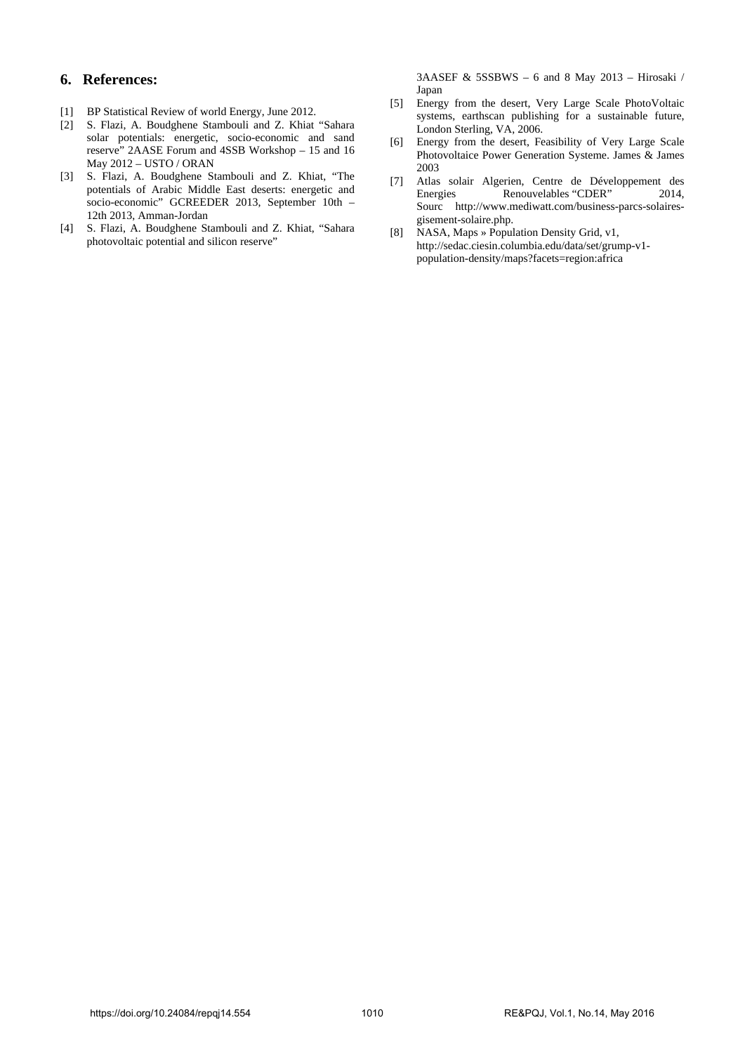## 6. References:

[1] BP Statistical Review of world Energy, June 2012.

[2] S. Flazi, A. Boudghene Stambouli and Z. Khiat "Sahara solar potentials: energetic, socio-economic and sand reserve" 2AASE Forum and 4SSB Workshop – 15 and 16 May 2012 – USTO / ORAN

[3] S. Flazi, A. Boudghene Stambouli and Z. Khiat, "The potentials of Arabic Middle East deserts: energetic and socio-economic" GCREEDER 2013, September 10th – 12th 2013, Amman-Jordan

[4] S. Flazi, A. Boudghene Stambouli and Z. Khiat, "Sahara photovoltaic potential and silicon reserve" 3AASEF & 5SSBWS – 6 and 8 May 2013 – Hirosaki / Japan

[5] Energy from the desert, Very Large Scale PhotoVoltaic systems, earthscan publishing for a sustainable future, London Sterling, VA, 2006.

[6] Energy from the desert, Feasibility of Very Large Scale Photovoltaice Power Generation Systeme. James & James 2003

[7] Atlas solair Algerien, Centre de Développement des Energies Renouvelables "CDER" 2014, Sourc http://www.mediwatt.com/business-parcs-solaires-gisement-solaire.php.

[8] NASA, Maps » Population Density Grid, v1, http://sedac.ciesin.columbia.edu/data/set/grump-v1-population-density/maps?facets=region:africa